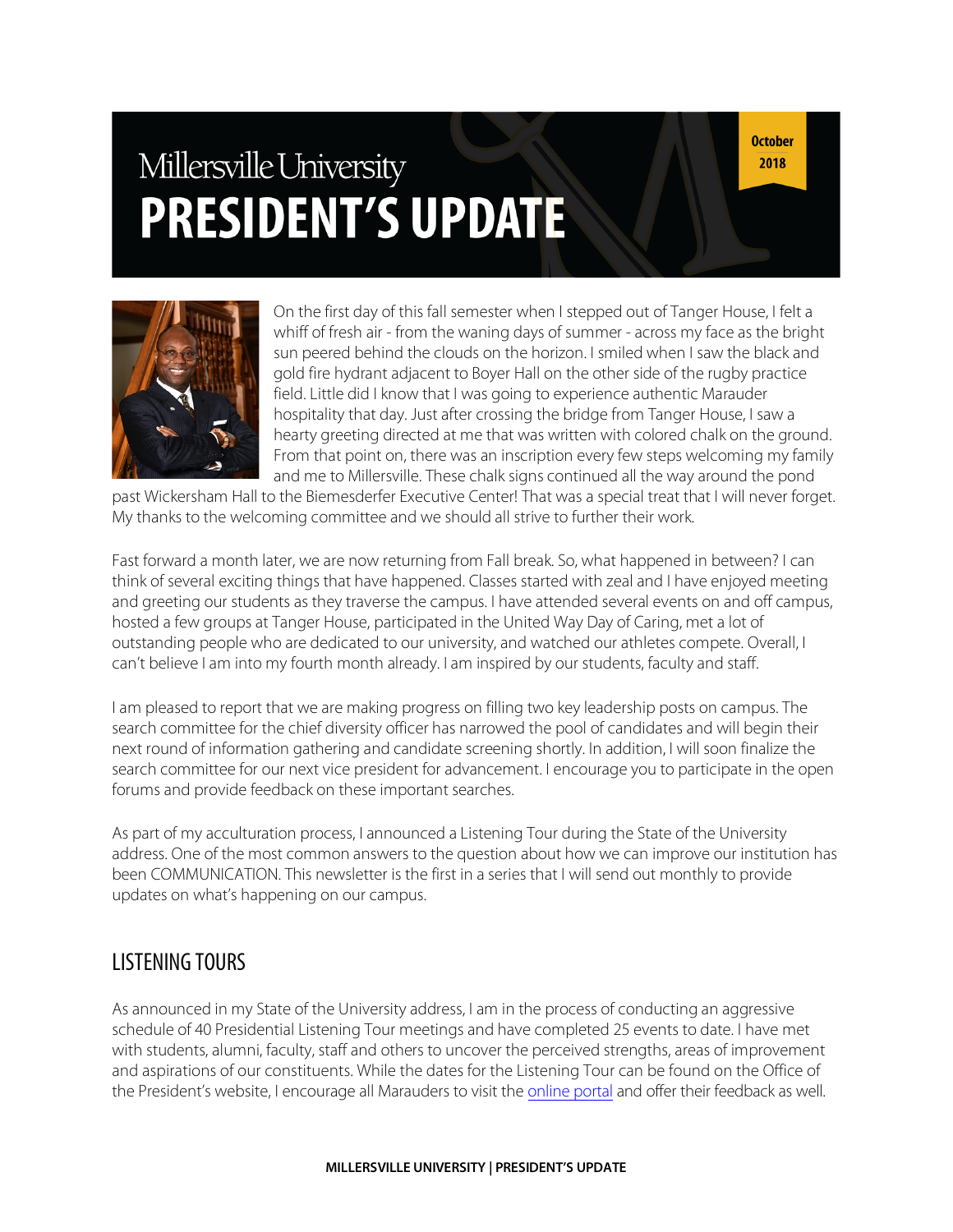# Millersville University
# PRESIDENT'S UPDATE

October 2018

On the first day of this fall semester when I stepped out of Tanger House, I felt a whiff of fresh air - from the waning days of summer - across my face as the bright sun peered behind the clouds on the horizon. I smiled when I saw the black and gold fire hydrant adjacent to Boyer Hall on the other side of the rugby practice field. Little did I know that I was going to experience authentic Marauder hospitality that day. Just after crossing the bridge from Tanger House, I saw a hearty greeting directed at me that was written with colored chalk on the ground. From that point on, there was an inscription every few steps welcoming my family and me to Millersville. These chalk signs continued all the way around the pond past Wickersham Hall to the Biemesderfer Executive Center! That was a special treat that I will never forget. My thanks to the welcoming committee and we should all strive to further their work.

Fast forward a month later, we are now returning from Fall break. So, what happened in between? I can think of several exciting things that have happened. Classes started with zeal and I have enjoyed meeting and greeting our students as they traverse the campus. I have attended several events on and off campus, hosted a few groups at Tanger House, participated in the United Way Day of Caring, met a lot of outstanding people who are dedicated to our university, and watched our athletes compete. Overall, I can't believe I am into my fourth month already. I am inspired by our students, faculty and staff.

I am pleased to report that we are making progress on filling two key leadership posts on campus. The search committee for the chief diversity officer has narrowed the pool of candidates and will begin their next round of information gathering and candidate screening shortly. In addition, I will soon finalize the search committee for our next vice president for advancement. I encourage you to participate in the open forums and provide feedback on these important searches.

As part of my acculturation process, I announced a Listening Tour during the State of the University address. One of the most common answers to the question about how we can improve our institution has been COMMUNICATION. This newsletter is the first in a series that I will send out monthly to provide updates on what's happening on our campus.

## LISTENING TOURS

As announced in my State of the University address, I am in the process of conducting an aggressive schedule of 40 Presidential Listening Tour meetings and have completed 25 events to date. I have met with students, alumni, faculty, staff and others to uncover the perceived strengths, areas of improvement and aspirations of our constituents. While the dates for the Listening Tour can be found on the Office of the President's website, I encourage all Marauders to visit the online portal and offer their feedback as well.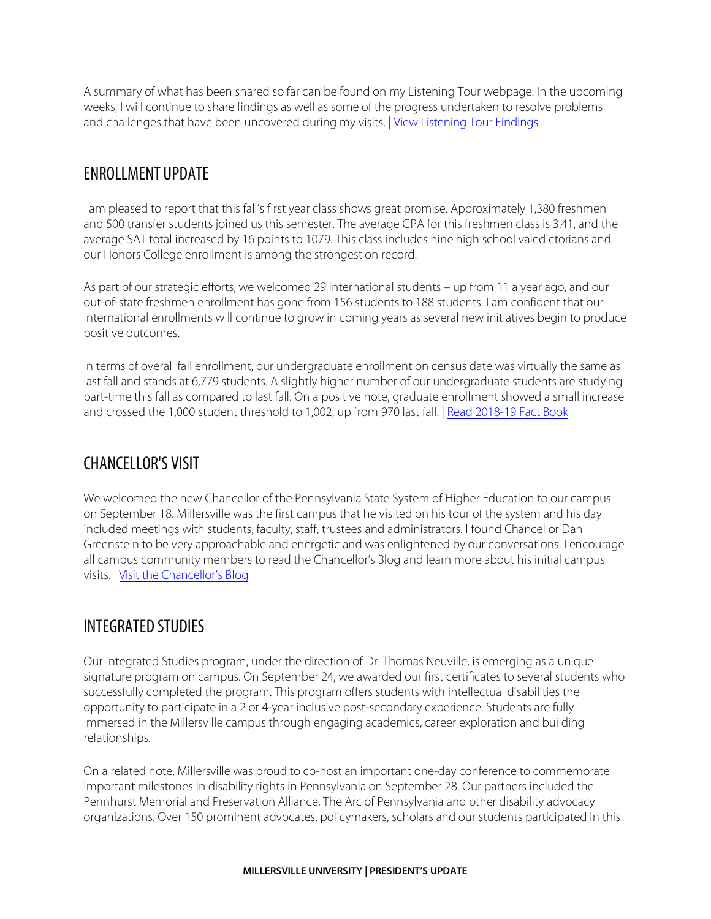A summary of what has been shared so far can be found on my Listening Tour webpage. In the upcoming weeks, I will continue to share findings as well as some of the progress undertaken to resolve problems and challenges that have been uncovered during my visits. | [View Listening Tour Findings]

## ENROLLMENT UPDATE

I am pleased to report that this fall's first year class shows great promise. Approximately 1,380 freshmen and 500 transfer students joined us this semester. The average GPA for this freshmen class is 3.41, and the average SAT total increased by 16 points to 1079. This class includes nine high school valedictorians and our Honors College enrollment is among the strongest on record.

As part of our strategic efforts, we welcomed 29 international students – up from 11 a year ago, and our out-of-state freshmen enrollment has gone from 156 students to 188 students. I am confident that our international enrollments will continue to grow in coming years as several new initiatives begin to produce positive outcomes.

In terms of overall fall enrollment, our undergraduate enrollment on census date was virtually the same as last fall and stands at 6,779 students. A slightly higher number of our undergraduate students are studying part-time this fall as compared to last fall. On a positive note, graduate enrollment showed a small increase and crossed the 1,000 student threshold to 1,002, up from 970 last fall. | [Read 2018-19 Fact Book]

## CHANCELLOR'S VISIT

We welcomed the new Chancellor of the Pennsylvania State System of Higher Education to our campus on September 18. Millersville was the first campus that he visited on his tour of the system and his day included meetings with students, faculty, staff, trustees and administrators. I found Chancellor Dan Greenstein to be very approachable and energetic and was enlightened by our conversations. I encourage all campus community members to read the Chancellor's Blog and learn more about his initial campus visits. | [Visit the Chancellor's Blog]

## INTEGRATED STUDIES

Our Integrated Studies program, under the direction of Dr. Thomas Neuville, is emerging as a unique signature program on campus. On September 24, we awarded our first certificates to several students who successfully completed the program. This program offers students with intellectual disabilities the opportunity to participate in a 2 or 4-year inclusive post-secondary experience. Students are fully immersed in the Millersville campus through engaging academics, career exploration and building relationships.

On a related note, Millersville was proud to co-host an important one-day conference to commemorate important milestones in disability rights in Pennsylvania on September 28. Our partners included the Pennhurst Memorial and Preservation Alliance, The Arc of Pennsylvania and other disability advocacy organizations. Over 150 prominent advocates, policymakers, scholars and our students participated in this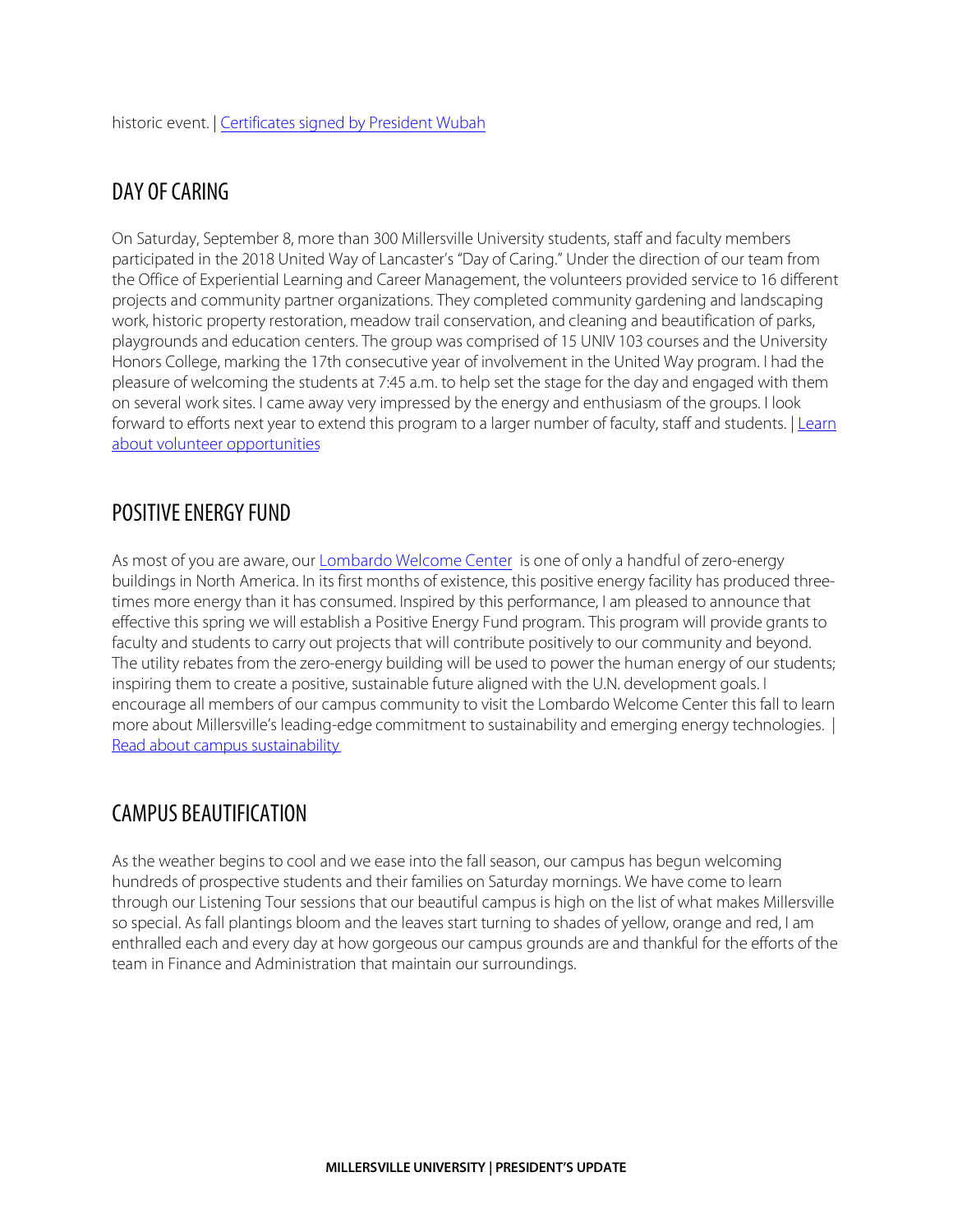historic event. | [Certificates signed by President Wubah]

## DAY OF CARING

On Saturday, September 8, more than 300 Millersville University students, staff and faculty members participated in the 2018 United Way of Lancaster's "Day of Caring." Under the direction of our team from the Office of Experiential Learning and Career Management, the volunteers provided service to 16 different projects and community partner organizations. They completed community gardening and landscaping work, historic property restoration, meadow trail conservation, and cleaning and beautification of parks, playgrounds and education centers. The group was comprised of 15 UNIV 103 courses and the University Honors College, marking the 17th consecutive year of involvement in the United Way program. I had the pleasure of welcoming the students at 7:45 a.m. to help set the stage for the day and engaged with them on several work sites. I came away very impressed by the energy and enthusiasm of the groups. I look forward to efforts next year to extend this program to a larger number of faculty, staff and students. | [Learn about volunteer opportunities]

## POSITIVE ENERGY FUND

As most of you are aware, our [Lombardo Welcome Center] is one of only a handful of zero-energy buildings in North America. In its first months of existence, this positive energy facility has produced three-times more energy than it has consumed. Inspired by this performance, I am pleased to announce that effective this spring we will establish a Positive Energy Fund program. This program will provide grants to faculty and students to carry out projects that will contribute positively to our community and beyond. The utility rebates from the zero-energy building will be used to power the human energy of our students; inspiring them to create a positive, sustainable future aligned with the U.N. development goals. I encourage all members of our campus community to visit the Lombardo Welcome Center this fall to learn more about Millersville's leading-edge commitment to sustainability and emerging energy technologies. | [Read about campus sustainability]

## CAMPUS BEAUTIFICATION

As the weather begins to cool and we ease into the fall season, our campus has begun welcoming hundreds of prospective students and their families on Saturday mornings. We have come to learn through our Listening Tour sessions that our beautiful campus is high on the list of what makes Millersville so special. As fall plantings bloom and the leaves start turning to shades of yellow, orange and red, I am enthralled each and every day at how gorgeous our campus grounds are and thankful for the efforts of the team in Finance and Administration that maintain our surroundings.